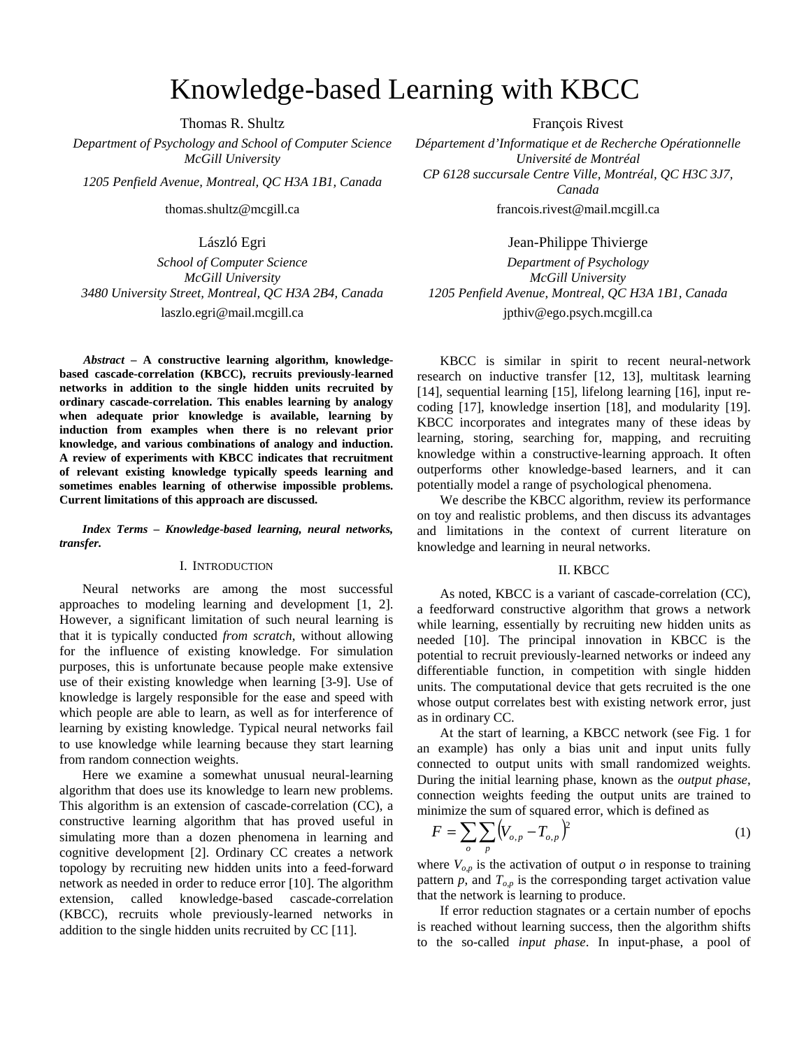# Knowledge-based Learning with KBCC

Thomas R. Shultz
*Department of Psychology and School of Computer Science*
*McGill University*
*1205 Penfield Avenue, Montreal, QC H3A 1B1, Canada*
thomas.shultz@mcgill.ca

François Rivest
*Département d'Informatique et de Recherche Opérationnelle*
*Université de Montréal*
*CP 6128 succursale Centre Ville, Montréal, QC H3C 3J7, Canada*
francois.rivest@mail.mcgill.ca

László Egri
*School of Computer Science*
*McGill University*
*3480 University Street, Montreal, QC H3A 2B4, Canada*
laszlo.egri@mail.mcgill.ca

Jean-Philippe Thivierge
*Department of Psychology*
*McGill University*
*1205 Penfield Avenue, Montreal, QC H3A 1B1, Canada*
jpthiv@ego.psych.mcgill.ca

***Abstract* – A constructive learning algorithm, knowledge-based cascade-correlation (KBCC), recruits previously-learned networks in addition to the single hidden units recruited by ordinary cascade-correlation. This enables learning by analogy when adequate prior knowledge is available, learning by induction from examples when there is no relevant prior knowledge, and various combinations of analogy and induction. A review of experiments with KBCC indicates that recruitment of relevant existing knowledge typically speeds learning and sometimes enables learning of otherwise impossible problems. Current limitations of this approach are discussed.**

***Index Terms* – Knowledge-based learning, neural networks, transfer.**

## I. Introduction

Neural networks are among the most successful approaches to modeling learning and development [1, 2]. However, a significant limitation of such neural learning is that it is typically conducted *from scratch*, without allowing for the influence of existing knowledge. For simulation purposes, this is unfortunate because people make extensive use of their existing knowledge when learning [3-9]. Use of knowledge is largely responsible for the ease and speed with which people are able to learn, as well as for interference of learning by existing knowledge. Typical neural networks fail to use knowledge while learning because they start learning from random connection weights.

Here we examine a somewhat unusual neural-learning algorithm that does use its knowledge to learn new problems. This algorithm is an extension of cascade-correlation (CC), a constructive learning algorithm that has proved useful in simulating more than a dozen phenomena in learning and cognitive development [2]. Ordinary CC creates a network topology by recruiting new hidden units into a feed-forward network as needed in order to reduce error [10]. The algorithm extension, called knowledge-based cascade-correlation (KBCC), recruits whole previously-learned networks in addition to the single hidden units recruited by CC [11].

KBCC is similar in spirit to recent neural-network research on inductive transfer [12, 13], multitask learning [14], sequential learning [15], lifelong learning [16], input re-coding [17], knowledge insertion [18], and modularity [19]. KBCC incorporates and integrates many of these ideas by learning, storing, searching for, mapping, and recruiting knowledge within a constructive-learning approach. It often outperforms other knowledge-based learners, and it can potentially model a range of psychological phenomena.

We describe the KBCC algorithm, review its performance on toy and realistic problems, and then discuss its advantages and limitations in the context of current literature on knowledge and learning in neural networks.

## II. KBCC

As noted, KBCC is a variant of cascade-correlation (CC), a feedforward constructive algorithm that grows a network while learning, essentially by recruiting new hidden units as needed [10]. The principal innovation in KBCC is the potential to recruit previously-learned networks or indeed any differentiable function, in competition with single hidden units. The computational device that gets recruited is the one whose output correlates best with existing network error, just as in ordinary CC.

At the start of learning, a KBCC network (see Fig. 1 for an example) has only a bias unit and input units fully connected to output units with small randomized weights. During the initial learning phase, known as the *output phase*, connection weights feeding the output units are trained to minimize the sum of squared error, which is defined as

$$F = \sum_{o}\sum_{p}\left(V_{o,p} - T_{o,p}\right)^2 \tag{1}$$

where $V_{o,p}$ is the activation of output $o$ in response to training pattern $p$, and $T_{o,p}$ is the corresponding target activation value that the network is learning to produce.

If error reduction stagnates or a certain number of epochs is reached without learning success, then the algorithm shifts to the so-called *input phase*. In input-phase, a pool of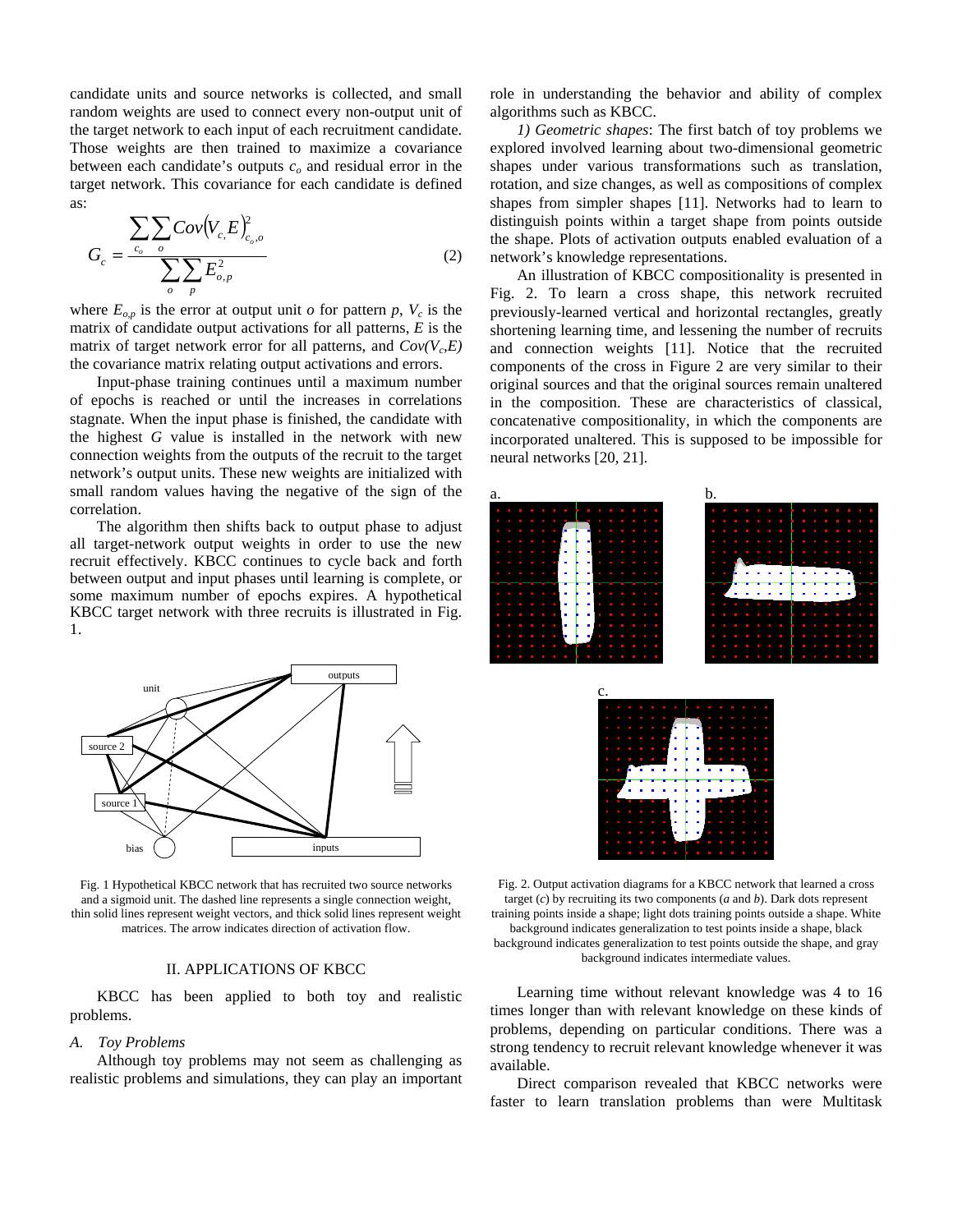candidate units and source networks is collected, and small random weights are used to connect every non-output unit of the target network to each input of each recruitment candidate. Those weights are then trained to maximize a covariance between each candidate's outputs $c_o$ and residual error in the target network. This covariance for each candidate is defined as:

$$G_c = \frac{\sum_{c_o}\sum_{o} Cov(V_c, E)^2_{c_o,o}}{\sum_{o}\sum_{p} E^2_{o,p}} \quad (2)$$

where $E_{o,p}$ is the error at output unit $o$ for pattern $p$, $V_c$ is the matrix of candidate output activations for all patterns, $E$ is the matrix of target network for all patterns, and $Cov(V_c,E)$ the covariance matrix relating output activations and errors.

Input-phase training continues until a maximum number of epochs is reached or until the increases in correlations stagnate. When the input phase is finished, the candidate with the highest $G$ value is installed in the network with new connection weights from the outputs of the recruit to the target network's output units. These new weights are initialized with small random values having the negative of the sign of the correlation.

The algorithm then shifts back to output phase to adjust all target-network output weights in order to use the new recruit effectively. KBCC continues to cycle back and forth between output and input phases until learning is complete, or some maximum number of epochs expires. A hypothetical KBCC target network with three recruits is illustrated in Fig. 1.

Fig. 1 Hypothetical KBCC network that has recruited two source networks and a sigmoid unit. The dashed line represents a single connection weight, thin solid lines represent weight vectors, and thick solid lines represent weight matrices. The arrow indicates direction of activation flow.

## II. APPLICATIONS OF KBCC

KBCC has been applied to both toy and realistic problems.

### *A. Toy Problems*

Although toy problems may not seem as challenging as realistic problems and simulations, they can play an important role in understanding the behavior and ability of complex algorithms such as KBCC.

*1) Geometric shapes*: The first batch of toy problems we explored involved learning about two-dimensional geometric shapes under various transformations such as translation, rotation, and size changes, as well as compositions of complex shapes from simpler shapes [11]. Networks had to learn to distinguish points within a target shape from points outside the shape. Plots of activation outputs enabled evaluation of a network's knowledge representations.

An illustration of KBCC compositionality is presented in Fig. 2. To learn a cross shape, this network recruited previously-learned vertical and horizontal rectangles, greatly shortening learning time, and lessening the number of recruits and connection weights [11]. Notice that the recruited components of the cross in Figure 2 are very similar to their original sources and that the original sources remain unaltered in the composition. These are characteristics of classical, concatenative compositionality, in which the components are incorporated unaltered. This is supposed to be impossible for neural networks [20, 21].

Fig. 2. Output activation diagrams for a KBCC network that learned a cross target (*c*) by recruiting its two components (*a* and *b*). Dark dots represent training points inside a shape; light dots training points outside a shape. White background indicates generalization to test points inside a shape, black background indicates generalization to test points outside the shape, and gray background indicates intermediate values.

Learning time without relevant knowledge was 4 to 16 times longer than with relevant knowledge on these kinds of problems, depending on particular conditions. There was a strong tendency to recruit relevant knowledge whenever it was available.

Direct comparison revealed that KBCC networks were faster to learn translation problems than were Multitask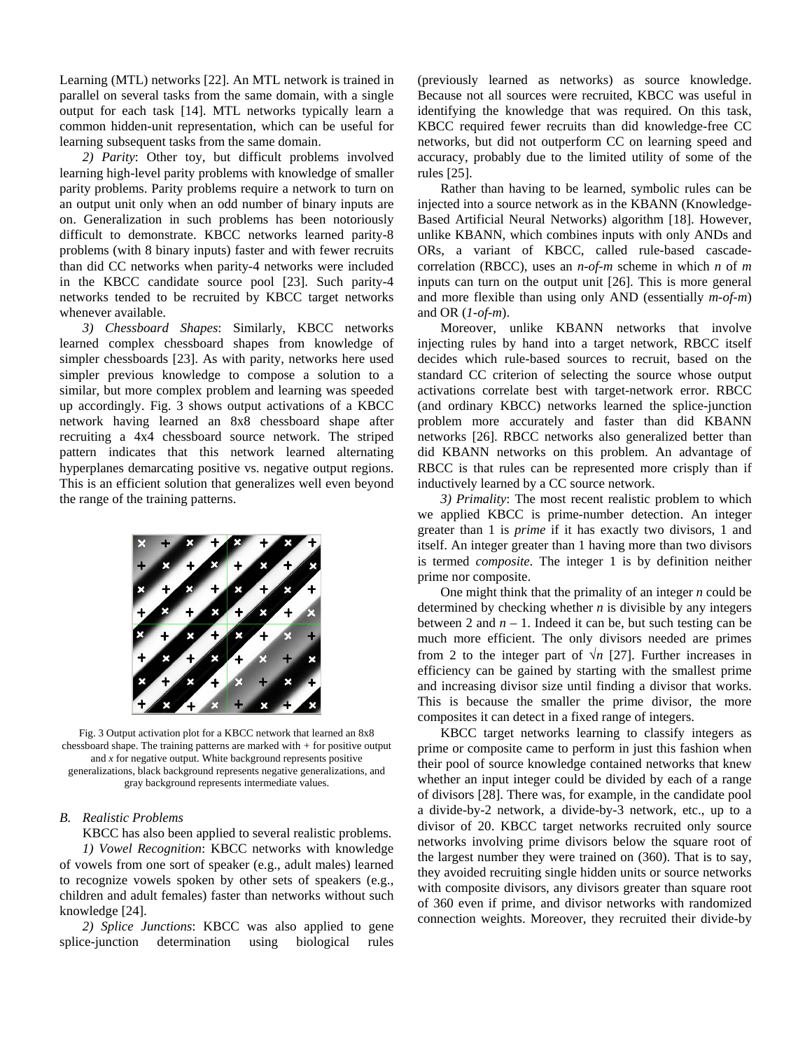Learning (MTL) networks [22]. An MTL network is trained in parallel on several tasks from the same domain, with a single output for each task [14]. MTL networks typically learn a common hidden-unit representation, which can be useful for learning subsequent tasks from the same domain.

*2) Parity*: Other toy, but difficult problems involved learning high-level parity problems with knowledge of smaller parity problems. Parity problems require a network to turn on an output unit only when an odd number of binary inputs are on. Generalization in such problems has been notoriously difficult to demonstrate. KBCC networks learned parity-8 problems (with 8 binary inputs) faster and with fewer recruits than did CC networks when parity-4 networks were included in the KBCC candidate source pool [23]. Such parity-4 networks tended to be recruited by KBCC target networks whenever available.

*3) Chessboard Shapes*: Similarly, KBCC networks learned complex chessboard shapes from knowledge of simpler chessboards [23]. As with parity, networks here used simpler previous knowledge to compose a solution to a similar, but more complex problem and learning was speeded up accordingly. Fig. 3 shows output activations of a KBCC network having learned an 8x8 chessboard shape after recruiting a 4x4 chessboard source network. The striped pattern indicates that this network learned alternating hyperplanes demarcating positive vs. negative output regions. This is an efficient solution that generalizes well even beyond the range of the training patterns.

Fig. 3 Output activation plot for a KBCC network that learned an 8x8 chessboard shape. The training patterns are marked with + for positive output and *x* for negative output. White background represents positive generalizations, black background represents negative generalizations, and gray background represents intermediate values.

### B. Realistic Problems

KBCC has also been applied to several realistic problems.

*1) Vowel Recognition*: KBCC networks with knowledge of vowels from one sort of speaker (e.g., adult males) learned to recognize vowels spoken by other sets of speakers (e.g., children and adult females) faster than networks without such knowledge [24].

*2) Splice Junctions*: KBCC was also applied to gene splice-junction determination using biological rules (previously learned as networks) as source knowledge. Because not all sources were recruited, KBCC was useful in identifying the knowledge that was required. On this task, KBCC required fewer recruits than did knowledge-free CC networks, but did not outperform CC on learning speed and accuracy, probably due to the limited utility of some of the rules [25].

Rather than having to be learned, symbolic rules can be injected into a source network as in the KBANN (Knowledge-Based Artificial Neural Networks) algorithm [18]. However, unlike KBANN, which combines inputs with only ANDs and ORs, a variant of KBCC, called rule-based cascade-correlation (RBCC), uses an *n-of-m* scheme in which *n* of *m* inputs can turn on the output unit [26]. This is more general and more flexible than using only AND (essentially *m-of-m*) and OR (*1-of-m*).

Moreover, unlike KBANN networks that involve injecting rules by hand into a target network, RBCC itself decides which rule-based sources to recruit, based on the standard CC criterion of selecting the source whose output activations correlate best with target-network error. RBCC (and ordinary KBCC) networks learned the splice-junction problem more accurately and faster than did KBANN networks [26]. RBCC networks also generalized better than did KBANN networks on this problem. An advantage of RBCC is that rules can be represented more crisply than if inductively learned by a CC source network.

*3) Primality*: The most recent realistic problem to which we applied KBCC is prime-number detection. An integer greater than 1 is *prime* if it has exactly two divisors, 1 and itself. An integer greater than 1 having more than two divisors is termed *composite*. The integer 1 is by definition neither prime nor composite.

One might think that the primality of an integer *n* could be determined by checking whether *n* is divisible by any integers between 2 and $n - 1$. Indeed it can be, but such testing can be much more efficient. The only divisors needed are primes from 2 to the integer part of $\sqrt{n}$ [27]. Further increases in efficiency can be gained by starting with the smallest prime and increasing divisor size until finding a divisor that works. This is because the smaller the prime divisor, the more composites it can detect in a fixed range of integers.

KBCC target networks learning to classify integers as prime or composite came to perform in just this fashion when their pool of source knowledge contained networks that knew whether an input integer could be divided by each of a range of divisors [28]. There was, for example, in the candidate pool a divide-by-2 network, a divide-by-3 network, etc., up to a divisor of 20. KBCC target networks recruited only source networks involving prime divisors below the square root of the largest number they were trained on (360). That is to say, they avoided recruiting single hidden units or source networks with composite divisors, any divisors greater than square root of 360 even if prime, and divisor networks with randomized connection weights. Moreover, they recruited their divide-by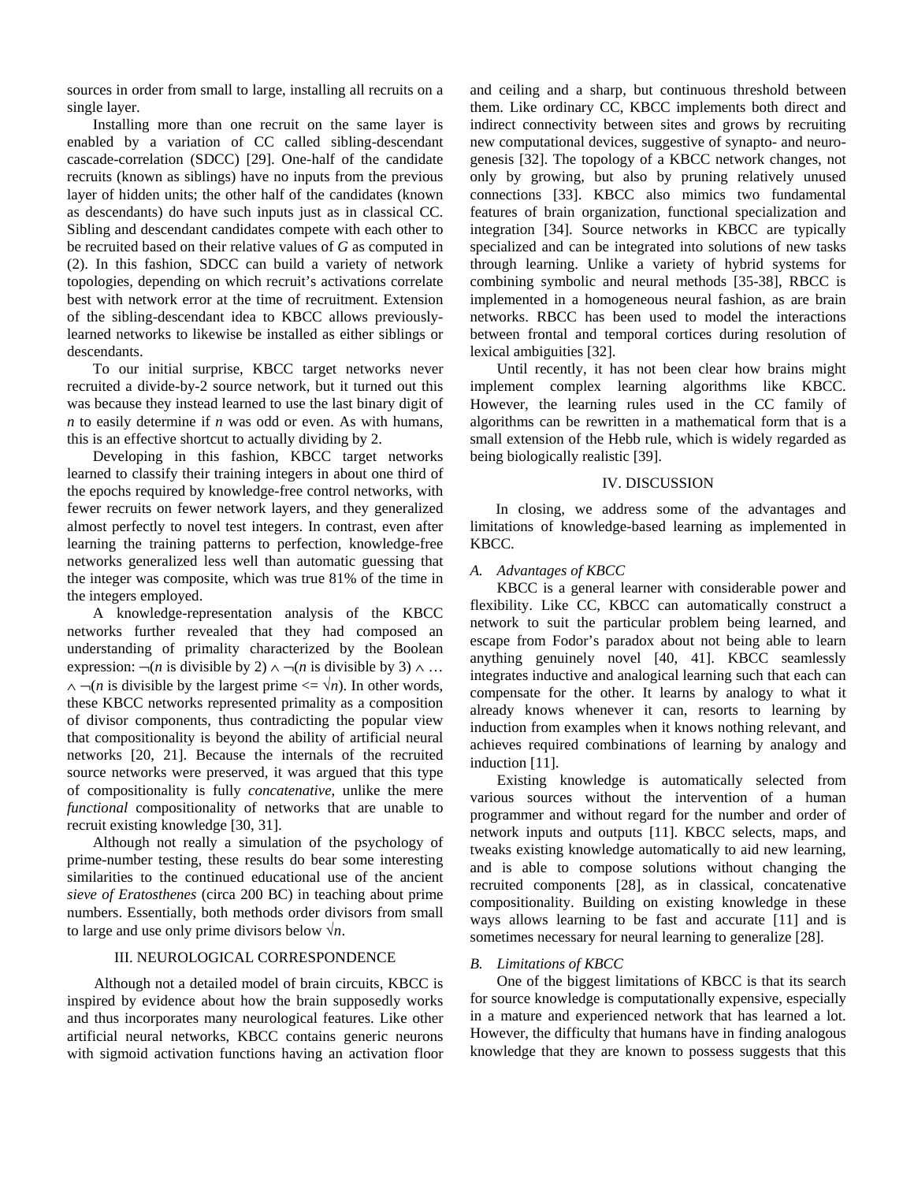sources in order from small to large, installing all recruits on a single layer.

Installing more than one recruit on the same layer is enabled by a variation of CC called sibling-descendant cascade-correlation (SDCC) [29]. One-half of the candidate recruits (known as siblings) have no inputs from the previous layer of hidden units; the other half of the candidates (known as descendants) do have such inputs just as in classical CC. Sibling and descendant candidates compete with each other to be recruited based on their relative values of $G$ as computed in (2). In this fashion, SDCC can build a variety of network topologies, depending on which recruit's activations correlate best with network error at the time of recruitment. Extension of the sibling-descendant idea to KBCC allows previously-learned networks to likewise be installed as either siblings or descendants.

To our initial surprise, KBCC target networks never recruited a divide-by-2 source network, but it turned out this was because they instead learned to use the last binary digit of $n$ to easily determine if $n$ was odd or even. As with humans, this is an effective shortcut to actually dividing by 2.

Developing in this fashion, KBCC target networks learned to classify their training integers in about one third of the epochs required by knowledge-free control networks, with fewer recruits on fewer network layers, and they generalized almost perfectly to novel test integers. In contrast, even after learning the training patterns to perfection, knowledge-free networks generalized less well than automatic guessing that the integer was composite, which was true 81% of the time in the integers employed.

A knowledge-representation analysis of the KBCC networks further revealed that they had composed an understanding of primality characterized by the Boolean expression: $\neg$($n$ is divisible by 2) $\wedge$ $\neg$($n$ is divisible by 3) $\wedge$ … $\wedge$ $\neg$($n$ is divisible by the largest prime <= $\sqrt{n}$). In other words, these KBCC networks represented primality as a composition of divisor components, thus contradicting the popular view that compositionality is beyond the ability of artificial neural networks [20, 21]. Because the internals of the recruited source networks were preserved, it was argued that this type of compositionality is fully *concatenative*, unlike the mere *functional* compositionality of networks that are unable to recruit existing knowledge [30, 31].

Although not really a simulation of the psychology of prime-number testing, these results do bear some interesting similarities to the continued educational use of the ancient *sieve of Eratosthenes* (circa 200 BC) in teaching about prime numbers. Essentially, both methods order divisors from small to large and use only prime divisors below $\sqrt{n}$.

## III. Neurological Correspondence

Although not a detailed model of brain circuits, KBCC is inspired by evidence about how the brain supposedly works and thus incorporates many neurological features. Like other artificial neural networks, KBCC contains generic neurons with sigmoid activation functions having an activation floor and ceiling and a sharp, but continuous threshold between them. Like ordinary CC, KBCC implements both direct and indirect connectivity between sites and grows by recruiting new computational devices, suggestive of synapto- and neurogenesis [32]. The topology of a KBCC network changes, not only by growing, but also by pruning relatively unused connections [33]. KBCC also mimics two fundamental features of brain organization, functional specialization and integration [34]. Source networks in KBCC are typically specialized and can be integrated into solutions of new tasks through learning. Unlike a variety of hybrid systems for combining symbolic and neural methods [35-38], RBCC is implemented in a homogeneous neural fashion, as are brain networks. RBCC has been used to model the interactions between frontal and temporal cortices during resolution of lexical ambiguities [32].

Until recently, it has not been clear how brains might implement complex learning algorithms like KBCC. However, the learning rules used in the CC family of algorithms can be rewritten in a mathematical form that is a small extension of the Hebb rule, which is widely regarded as being biologically realistic [39].

## IV. Discussion

In closing, we address some of the advantages and limitations of knowledge-based learning as implemented in KBCC.

### A. Advantages of KBCC

KBCC is a general learner with considerable power and flexibility. Like CC, KBCC can automatically construct a network to suit the particular problem being learned, and escape from Fodor's paradox about not being able to learn anything genuinely novel [40, 41]. KBCC seamlessly integrates inductive and analogical learning such that each can compensate for the other. It learns by analogy to what it already knows whenever it can, resorts to learning by induction from examples when it knows nothing relevant, and achieves required combinations of learning by analogy and induction [11].

Existing knowledge is automatically selected from various sources without the intervention of a human programmer and without regard for the number and order of network inputs and outputs [11]. KBCC selects, maps, and tweaks existing knowledge automatically to aid new learning, and is able to compose solutions without changing the recruited components [28], as in classical, concatenative compositionality. Building on existing knowledge in these ways allows learning to be fast and accurate [11] and is sometimes necessary for neural learning to generalize [28].

### B. Limitations of KBCC

One of the biggest limitations of KBCC is that its search for source knowledge is computationally expensive, especially in a mature and experienced network that has learned a lot. However, the difficulty that humans have in finding analogous knowledge that they are known to possess suggests that this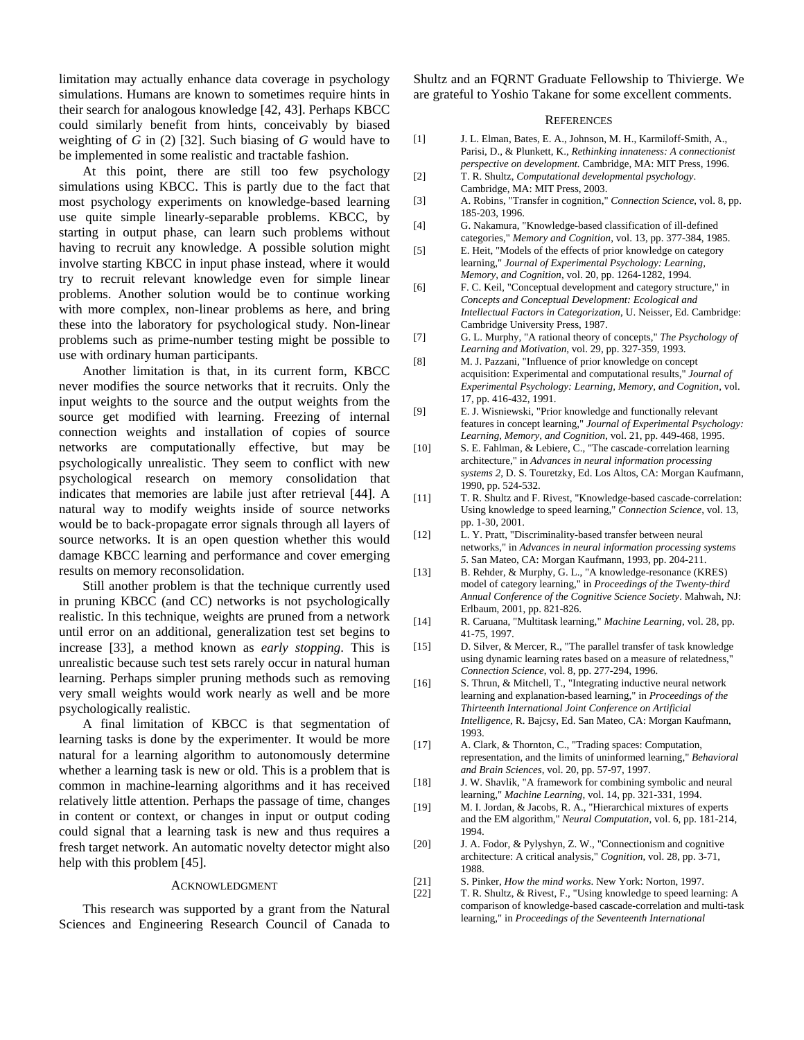limitation may actually enhance data coverage in psychology simulations. Humans are known to sometimes require hints in their search for analogous knowledge [42, 43]. Perhaps KBCC could similarly benefit from hints, conceivably by biased weighting of $G$ in (2) [32]. Such biasing of $G$ would have to be implemented in some realistic and tractable fashion.

At this point, there are still too few psychology simulations using KBCC. This is partly due to the fact that most psychology experiments on knowledge-based learning use quite simple linearly-separable problems. KBCC, by starting in output phase, can learn such problems without having to recruit any knowledge. A possible solution might involve starting KBCC in input phase instead, where it would try to recruit relevant knowledge even for simple linear problems. Another solution would be to continue working with more complex, non-linear problems as here, and bring these into the laboratory for psychological study. Non-linear problems such as prime-number testing might be possible to use with ordinary human participants.

Another limitation is that, in its current form, KBCC never modifies the source networks that it recruits. Only the input weights to the source and the output weights from the source get modified with learning. Freezing of internal connection weights and installation of copies of source networks are computationally effective, but may be psychologically unrealistic. They seem to conflict with new psychological research on memory consolidation that indicates that memories are labile just after retrieval [44]. A natural way to modify weights inside of source networks would be to back-propagate error signals through all layers of source networks. It is an open question whether this would damage KBCC learning and performance and cover emerging results on memory reconsolidation.

Still another problem is that the technique currently used in pruning KBCC (and CC) networks is not psychologically realistic. In this technique, weights are pruned from a network until error on an additional, generalization test set begins to increase [33], a method known as *early stopping*. This is unrealistic because such test sets rarely occur in natural human learning. Perhaps simpler pruning methods such as removing very small weights would work nearly as well and be more psychologically realistic.

A final limitation of KBCC is that segmentation of learning tasks is done by the experimenter. It would be more natural for a learning algorithm to autonomously determine whether a learning task is new or old. This is a problem that is common in machine-learning algorithms and it has received relatively little attention. Perhaps the passage of time, changes in content or context, or changes in input or output coding could signal that a learning task is new and thus requires a fresh target network. An automatic novelty detector might also help with this problem [45].

## Acknowledgment

This research was supported by a grant from the Natural Sciences and Engineering Research Council of Canada to Shultz and an FQRNT Graduate Fellowship to Thivierge. We are grateful to Yoshio Takane for some excellent comments.

## References

[1] J. L. Elman, Bates, E. A., Johnson, M. H., Karmiloff-Smith, A., Parisi, D., & Plunkett, K., *Rethinking innateness: A connectionist perspective on development*. Cambridge, MA: MIT Press, 1996.

[2] T. R. Shultz, *Computational developmental psychology*. Cambridge, MA: MIT Press, 2003.

[3] A. Robins, "Transfer in cognition," *Connection Science*, vol. 8, pp. 185-203, 1996.

[4] G. Nakamura, "Knowledge-based classification of ill-defined categories," *Memory and Cognition*, vol. 13, pp. 377-384, 1985.

[5] E. Heit, "Models of the effects of prior knowledge on category learning," *Journal of Experimental Psychology: Learning, Memory, and Cognition*, vol. 20, pp. 1264-1282, 1994.

[6] F. C. Keil, "Conceptual development and category structure," in *Concepts and Conceptual Development: Ecological and Intellectual Factors in Categorization*, U. Neisser, Ed. Cambridge: Cambridge University Press, 1987.

[7] G. L. Murphy, "A rational theory of concepts," *The Psychology of Learning and Motivation*, vol. 29, pp. 327-359, 1993.

[8] M. J. Pazzani, "Influence of prior knowledge on concept acquisition: Experimental and computational results," *Journal of Experimental Psychology: Learning, Memory, and Cognition*, vol. 17, pp. 416-432, 1991.

[9] E. J. Wisniewski, "Prior knowledge and functionally relevant features in concept learning," *Journal of Experimental Psychology: Learning, Memory, and Cognition*, vol. 21, pp. 449-468, 1995.

[10] S. E. Fahlman, & Lebiere, C., "The cascade-correlation learning architecture," in *Advances in neural information processing systems 2*, D. S. Touretzky, Ed. Los Altos, CA: Morgan Kaufmann, 1990, pp. 524-532.

[11] T. R. Shultz and F. Rivest, "Knowledge-based cascade-correlation: Using knowledge to speed learning," *Connection Science*, vol. 13, pp. 1-30, 2001.

[12] L. Y. Pratt, "Discriminality-based transfer between neural networks," in *Advances in neural information processing systems 5*. San Mateo, CA: Morgan Kaufmann, 1993, pp. 204-211.

[13] B. Rehder, & Murphy, G. L., "A knowledge-resonance (KRES) model of category learning," in *Proceedings of the Twenty-third Annual Conference of the Cognitive Science Society*. Mahwah, NJ: Erlbaum, 2001, pp. 821-826.

[14] R. Caruana, "Multitask learning," *Machine Learning*, vol. 28, pp. 41-75, 1997.

[15] D. Silver, & Mercer, R., "The parallel transfer of task knowledge using dynamic learning rates based on a measure of relatedness," *Connection Science*, vol. 8, pp. 277-294, 1996.

[16] S. Thrun, & Mitchell, T., "Integrating inductive neural network learning and explanation-based learning," in *Proceedings of the Thirteenth International Joint Conference on Artificial Intelligence*, R. Bajcsy, Ed. San Mateo, CA: Morgan Kaufmann, 1993.

[17] A. Clark, & Thornton, C., "Trading spaces: Computation, representation, and the limits of uninformed learning," *Behavioral and Brain Sciences*, vol. 20, pp. 57-97, 1997.

[18] J. W. Shavlik, "A framework for combining symbolic and neural learning," *Machine Learning*, vol. 14, pp. 321-331, 1994.

[19] M. I. Jordan, & Jacobs, R. A., "Hierarchical mixtures of experts and the EM algorithm," *Neural Computation*, vol. 6, pp. 181-214, 1994.

[20] J. A. Fodor, & Pylyshyn, Z. W., "Connectionism and cognitive architecture: A critical analysis," *Cognition*, vol. 28, pp. 3-71, 1988.

[21] S. Pinker, *How the mind works*. New York: Norton, 1997.

[22] T. R. Shultz, & Rivest, F., "Using knowledge to speed learning: A comparison of knowledge-based cascade-correlation and multi-task learning," in *Proceedings of the Seventeenth International*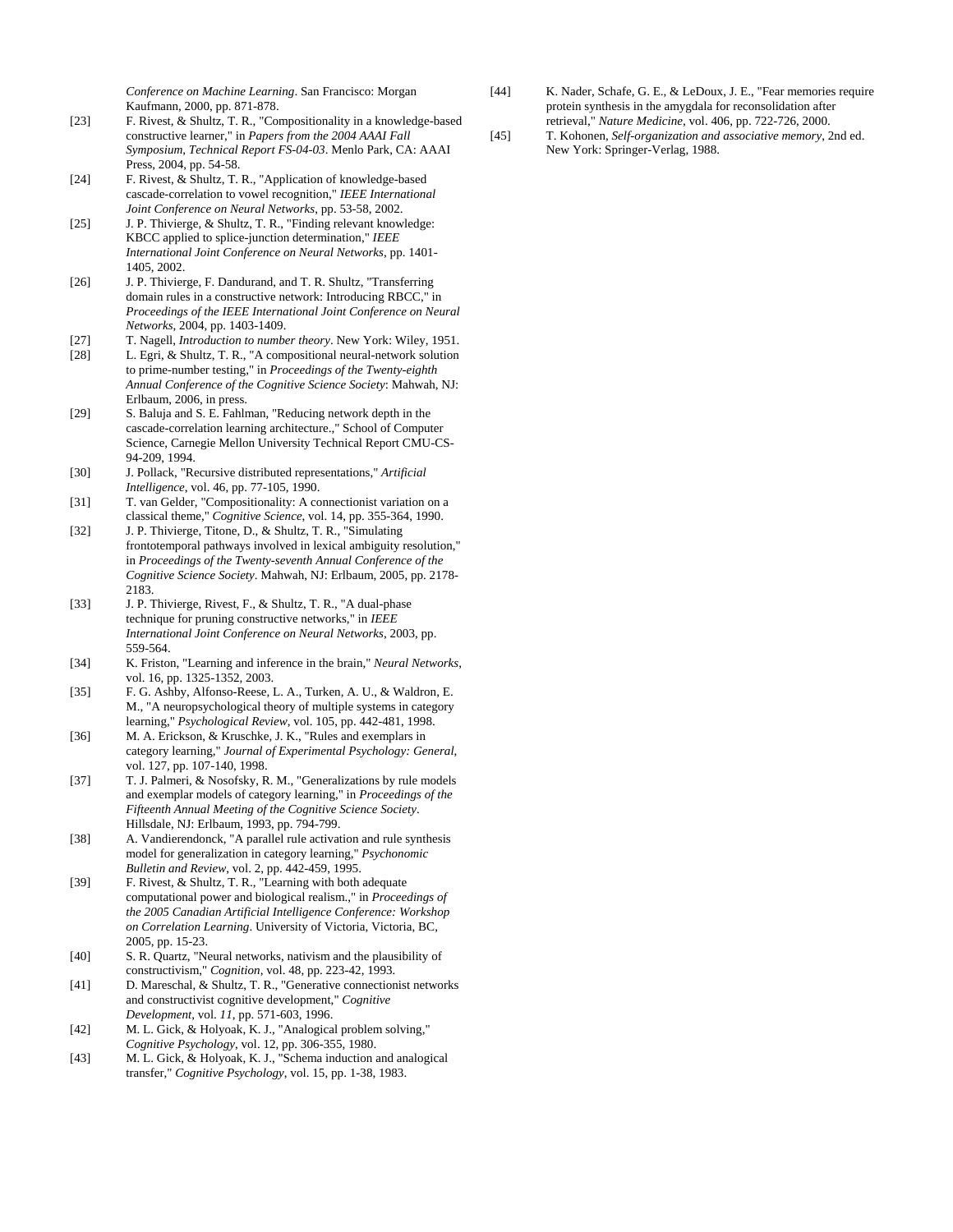*Conference on Machine Learning*. San Francisco: Morgan Kaufmann, 2000, pp. 871-878.

[23] F. Rivest, & Shultz, T. R., "Compositionality in a knowledge-based constructive learner," in *Papers from the 2004 AAAI Fall Symposium, Technical Report FS-04-03*. Menlo Park, CA: AAAI Press, 2004, pp. 54-58.

[24] F. Rivest, & Shultz, T. R., "Application of knowledge-based cascade-correlation to vowel recognition," *IEEE International Joint Conference on Neural Networks*, pp. 53-58, 2002.

[25] J. P. Thivierge, & Shultz, T. R., "Finding relevant knowledge: KBCC applied to splice-junction determination," *IEEE International Joint Conference on Neural Networks*, pp. 1401-1405, 2002.

[26] J. P. Thivierge, F. Dandurand, and T. R. Shultz, "Transferring domain rules in a constructive network: Introducing RBCC," in *Proceedings of the IEEE International Joint Conference on Neural Networks*, 2004, pp. 1403-1409.

[27] T. Nagell, *Introduction to number theory*. New York: Wiley, 1951.

[28] L. Egri, & Shultz, T. R., "A compositional neural-network solution to prime-number testing," in *Proceedings of the Twenty-eighth Annual Conference of the Cognitive Science Society*: Mahwah, NJ: Erlbaum, 2006, in press.

[29] S. Baluja and S. E. Fahlman, "Reducing network depth in the cascade-correlation learning architecture.," School of Computer Science, Carnegie Mellon University Technical Report CMU-CS-94-209, 1994.

[30] J. Pollack, "Recursive distributed representations," *Artificial Intelligence*, vol. 46, pp. 77-105, 1990.

[31] T. van Gelder, "Compositionality: A connectionist variation on a classical theme," *Cognitive Science*, vol. 14, pp. 355-364, 1990.

[32] J. P. Thivierge, Titone, D., & Shultz, T. R., "Simulating frontotemporal pathways involved in lexical ambiguity resolution," in *Proceedings of the Twenty-seventh Annual Conference of the Cognitive Science Society*. Mahwah, NJ: Erlbaum, 2005, pp. 2178-2183.

[33] J. P. Thivierge, Rivest, F., & Shultz, T. R., "A dual-phase technique for pruning constructive networks," in *IEEE International Joint Conference on Neural Networks*, 2003, pp. 559-564.

[34] K. Friston, "Learning and inference in the brain," *Neural Networks*, vol. 16, pp. 1325-1352, 2003.

[35] F. G. Ashby, Alfonso-Reese, L. A., Turken, A. U., & Waldron, E. M., "A neuropsychological theory of multiple systems in category learning," *Psychological Review*, vol. 105, pp. 442-481, 1998.

[36] M. A. Erickson, & Kruschke, J. K., "Rules and exemplars in category learning," *Journal of Experimental Psychology: General*, vol. 127, pp. 107-140, 1998.

[37] T. J. Palmeri, & Nosofsky, R. M., "Generalizations by rule models and exemplar models of category learning," in *Proceedings of the Fifteenth Annual Meeting of the Cognitive Science Society*. Hillsdale, NJ: Erlbaum, 1993, pp. 794-799.

[38] A. Vandierendonck, "A parallel rule activation and rule synthesis model for generalization in category learning," *Psychonomic Bulletin and Review*, vol. 2, pp. 442-459, 1995.

[39] F. Rivest, & Shultz, T. R., "Learning with both adequate computational power and biological realism.," in *Proceedings of the 2005 Canadian Artificial Intelligence Conference: Workshop on Correlation Learning*. University of Victoria, Victoria, BC, 2005, pp. 15-23.

[40] S. R. Quartz, "Neural networks, nativism and the plausibility of constructivism," *Cognition*, vol. 48, pp. 223-42, 1993.

[41] D. Mareschal, & Shultz, T. R., "Generative connectionist networks and constructivist cognitive development," *Cognitive Development*, vol. *11*, pp. 571-603, 1996.

[42] M. L. Gick, & Holyoak, K. J., "Analogical problem solving," *Cognitive Psychology*, vol. 12, pp. 306-355, 1980.

[43] M. L. Gick, & Holyoak, K. J., "Schema induction and analogical transfer," *Cognitive Psychology*, vol. 15, pp. 1-38, 1983.

[44] K. Nader, Schafe, G. E., & LeDoux, J. E., "Fear memories require protein synthesis in the amygdala for reconsolidation after retrieval," *Nature Medicine*, vol. 406, pp. 722-726, 2000.

[45] T. Kohonen, *Self-organization and associative memory*, 2nd ed. New York: Springer-Verlag, 1988.